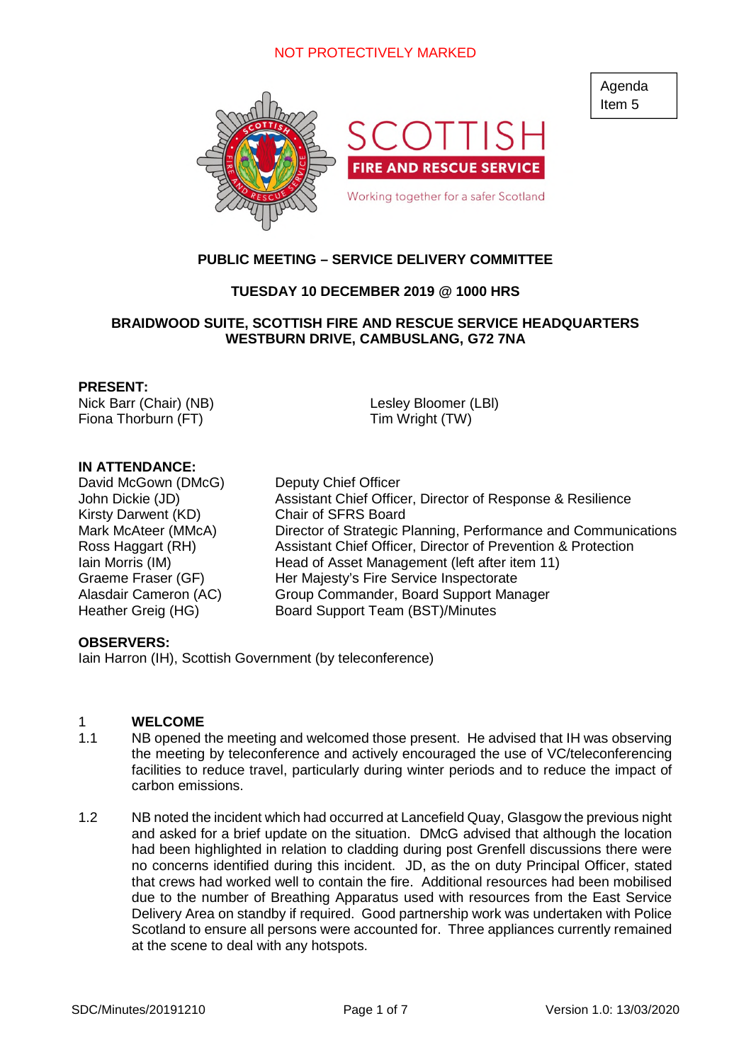NOT PROTECTIVELY MARKED

Agenda Item 5

SCOTTISH FIRE AND RESCUE SERVICE

Working together for a safer Scotland

**PUBLIC MEETING – SERVICE DELIVERY COMMITTEE**

**TUESDAY 10 DECEMBER 2019 @ 1000 HRS**

**BRAIDWOOD SUITE, SCOTTISH FIRE AND RESCUE SERVICE HEADQUARTERS WESTBURN DRIVE, CAMBUSLANG, G72 7NA**

**PRESENT:**

Nick Barr (Chair) (NB)
Fiona Thorburn (FT)
Lesley Bloomer (LBl)
Tim Wright (TW)

**IN ATTENDANCE:**

| | |
|---|---|
| David McGown (DMcG) | Deputy Chief Officer |
| John Dickie (JD) | Assistant Chief Officer, Director of Response & Resilience |
| Kirsty Darwent (KD) | Chair of SFRS Board |
| Mark McAteer (MMcA) | Director of Strategic Planning, Performance and Communications |
| Ross Haggart (RH) | Assistant Chief Officer, Director of Prevention & Protection |
| Iain Morris (IM) | Head of Asset Management (left after item 11) |
| Graeme Fraser (GF) | Her Majesty's Fire Service Inspectorate |
| Alasdair Cameron (AC) | Group Commander, Board Support Manager |
| Heather Greig (HG) | Board Support Team (BST)/Minutes |

**OBSERVERS:**

Iain Harron (IH), Scottish Government (by teleconference)

## 1 WELCOME

1.1 NB opened the meeting and welcomed those present. He advised that IH was observing the meeting by teleconference and actively encouraged the use of VC/teleconferencing facilities to reduce travel, particularly during winter periods and to reduce the impact of carbon emissions.

1.2 NB noted the incident which had occurred at Lancefield Quay, Glasgow the previous night and asked for a brief update on the situation. DMcG advised that although the location had been highlighted in relation to cladding during post Grenfell discussions there were no concerns identified during this incident. JD, as the on duty Principal Officer, stated that crews had worked well to contain the fire. Additional resources had been mobilised due to the number of Breathing Apparatus used with resources from the East Service Delivery Area on standby if required. Good partnership work was undertaken with Police Scotland to ensure all persons were accounted for. Three appliances currently remained at the scene to deal with any hotspots.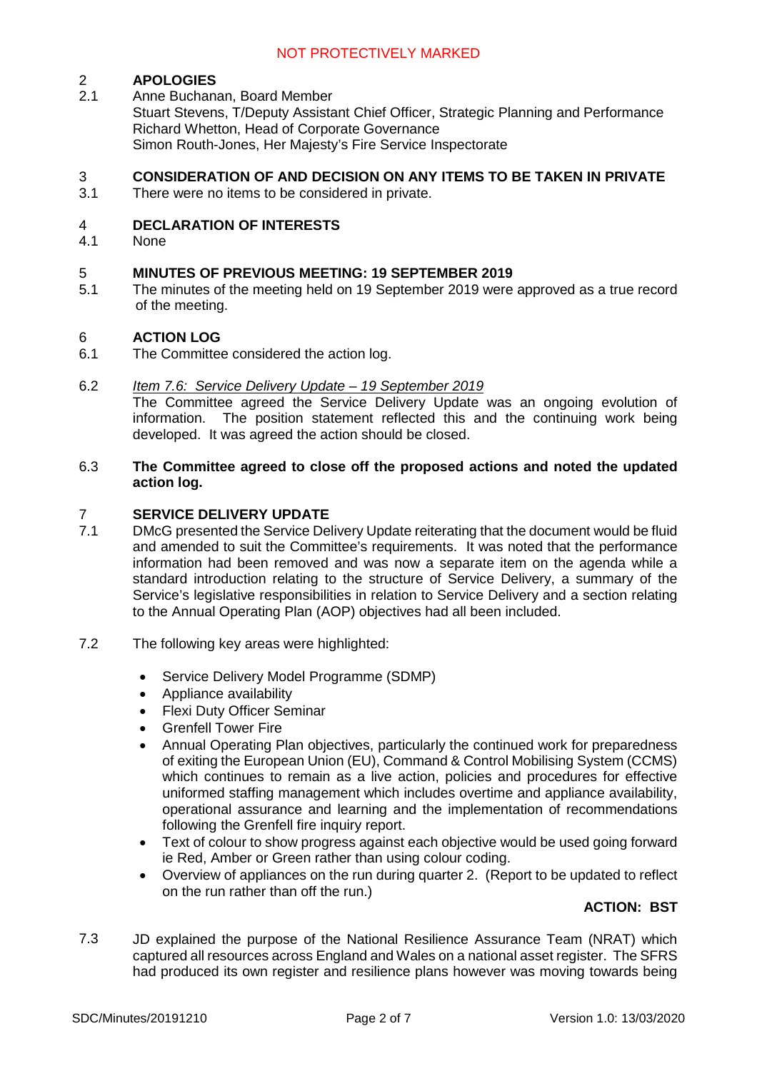## 2 APOLOGIES

2.1 Anne Buchanan, Board Member
Stuart Stevens, T/Deputy Assistant Chief Officer, Strategic Planning and Performance
Richard Whetton, Head of Corporate Governance
Simon Routh-Jones, Her Majesty's Fire Service Inspectorate

## 3 CONSIDERATION OF AND DECISION ON ANY ITEMS TO BE TAKEN IN PRIVATE

3.1 There were no items to be considered in private.

## 4 DECLARATION OF INTERESTS

4.1 None

## 5 MINUTES OF PREVIOUS MEETING: 19 SEPTEMBER 2019

5.1 The minutes of the meeting held on 19 September 2019 were approved as a true record of the meeting.

## 6 ACTION LOG

6.1 The Committee considered the action log.

6.2 *Item 7.6: Service Delivery Update – 19 September 2019*
The Committee agreed the Service Delivery Update was an ongoing evolution of information. The position statement reflected this and the continuing work being developed. It was agreed the action should be closed.

6.3 **The Committee agreed to close off the proposed actions and noted the updated action log.**

## 7 SERVICE DELIVERY UPDATE

7.1 DMcG presented the Service Delivery Update reiterating that the document would be fluid and amended to suit the Committee's requirements. It was noted that the performance information had been removed and was now a separate item on the agenda while a standard introduction relating to the structure of Service Delivery, a summary of the Service's legislative responsibilities in relation to Service Delivery and a section relating to the Annual Operating Plan (AOP) objectives had all been included.

7.2 The following key areas were highlighted:

- Service Delivery Model Programme (SDMP)
- Appliance availability
- Flexi Duty Officer Seminar
- Grenfell Tower Fire
- Annual Operating Plan objectives, particularly the continued work for preparedness of exiting the European Union (EU), Command & Control Mobilising System (CCMS) which continues to remain as a live action, policies and procedures for effective uniformed staffing management which includes overtime and appliance availability, operational assurance and learning and the implementation of recommendations following the Grenfell fire inquiry report.
- Text of colour to show progress against each objective would be used going forward ie Red, Amber or Green rather than using colour coding.
- Overview of appliances on the run during quarter 2. (Report to be updated to reflect on the run rather than off the run.)

**ACTION: BST**

7.3 JD explained the purpose of the National Resilience Assurance Team (NRAT) which captured all resources across England and Wales on a national asset register. The SFRS had produced its own register and resilience plans however was moving towards being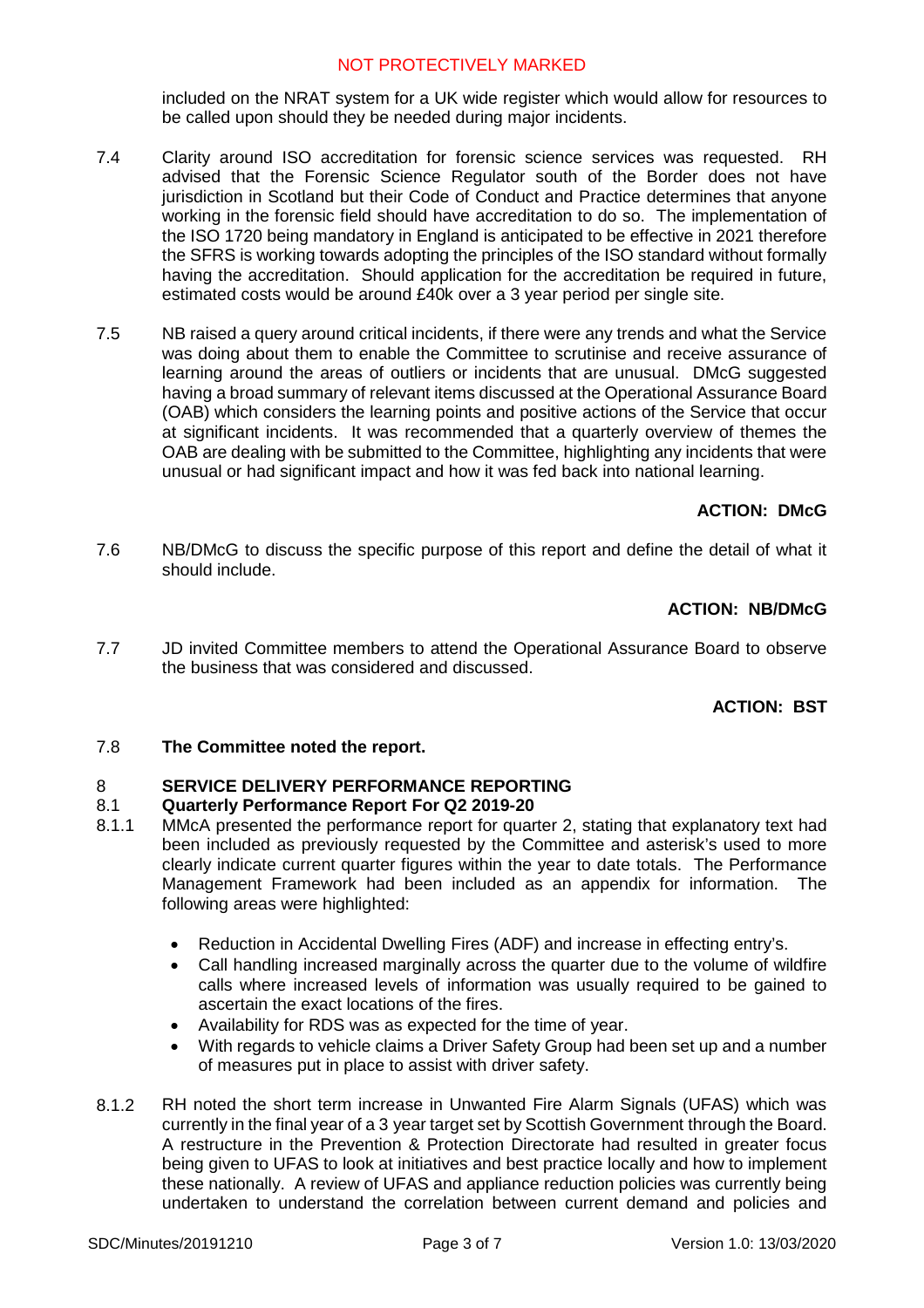included on the NRAT system for a UK wide register which would allow for resources to be called upon should they be needed during major incidents.

7.4 Clarity around ISO accreditation for forensic science services was requested. RH advised that the Forensic Science Regulator south of the Border does not have jurisdiction in Scotland but their Code of Conduct and Practice determines that anyone working in the forensic field should have accreditation to do so. The implementation of the ISO 1720 being mandatory in England is anticipated to be effective in 2021 therefore the SFRS is working towards adopting the principles of the ISO standard without formally having the accreditation. Should application for the accreditation be required in future, estimated costs would be around £40k over a 3 year period per single site.

7.5 NB raised a query around critical incidents, if there were any trends and what the Service was doing about them to enable the Committee to scrutinise and receive assurance of learning around the areas of outliers or incidents that are unusual. DMcG suggested having a broad summary of relevant items discussed at the Operational Assurance Board (OAB) which considers the learning points and positive actions of the Service that occur at significant incidents. It was recommended that a quarterly overview of themes the OAB are dealing with be submitted to the Committee, highlighting any incidents that were unusual or had significant impact and how it was fed back into national learning.

**ACTION: DMcG**

7.6 NB/DMcG to discuss the specific purpose of this report and define the detail of what it should include.

**ACTION: NB/DMcG**

7.7 JD invited Committee members to attend the Operational Assurance Board to observe the business that was considered and discussed.

**ACTION: BST**

7.8 **The Committee noted the report.**

## 8 SERVICE DELIVERY PERFORMANCE REPORTING

### 8.1 Quarterly Performance Report For Q2 2019-20

8.1.1 MMcA presented the performance report for quarter 2, stating that explanatory text had been included as previously requested by the Committee and asterisk's used to more clearly indicate current quarter figures within the year to date totals. The Performance Management Framework had been included as an appendix for information. The following areas were highlighted:

- Reduction in Accidental Dwelling Fires (ADF) and increase in effecting entry's.
- Call handling increased marginally across the quarter due to the volume of wildfire calls where increased levels of information was usually required to be gained to ascertain the exact locations of the fires.
- Availability for RDS was as expected for the time of year.
- With regards to vehicle claims a Driver Safety Group had been set up and a number of measures put in place to assist with driver safety.

8.1.2 RH noted the short term increase in Unwanted Fire Alarm Signals (UFAS) which was currently in the final year of a 3 year target set by Scottish Government through the Board. A restructure in the Prevention & Protection Directorate had resulted in greater focus being given to UFAS to look at initiatives and best practice locally and how to implement these nationally. A review of UFAS and appliance reduction policies was currently being undertaken to understand the correlation between current demand and policies and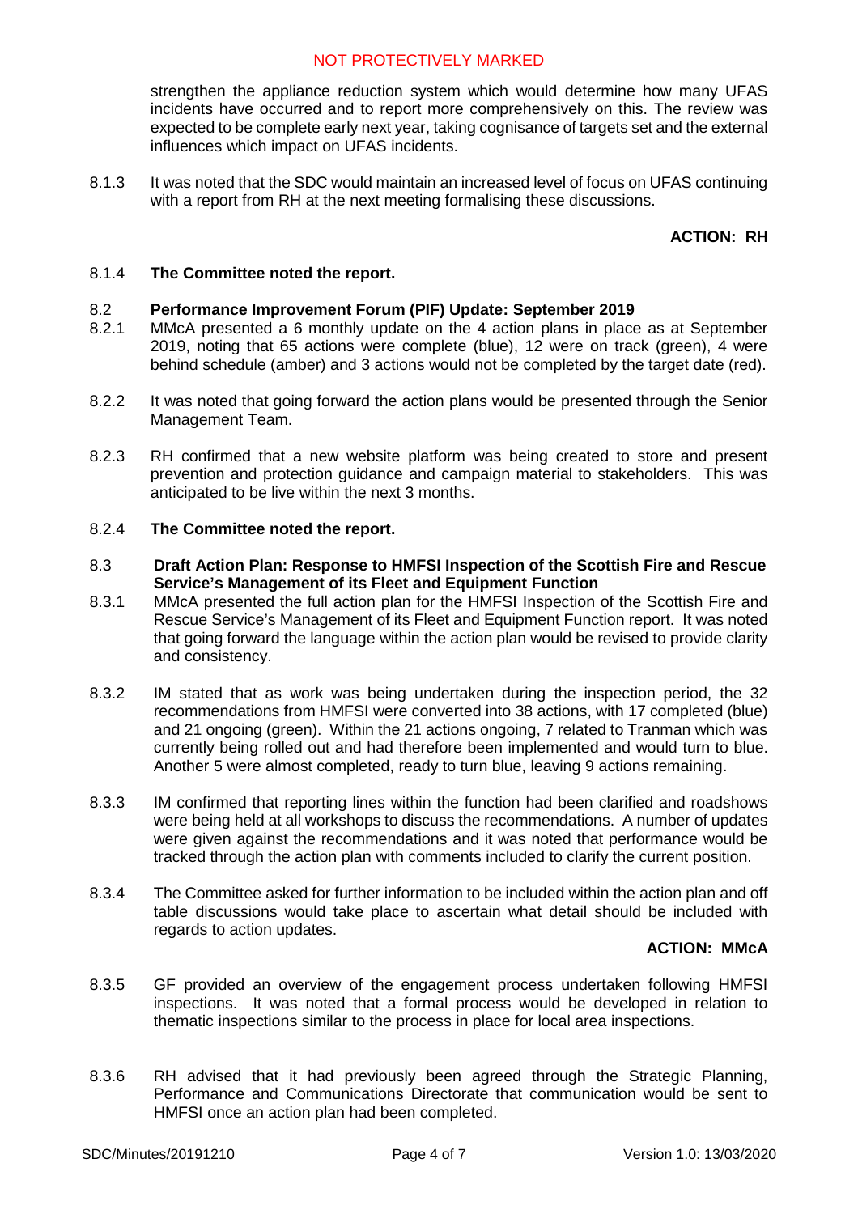strengthen the appliance reduction system which would determine how many UFAS incidents have occurred and to report more comprehensively on this. The review was expected to be complete early next year, taking cognisance of targets set and the external influences which impact on UFAS incidents.

8.1.3 It was noted that the SDC would maintain an increased level of focus on UFAS continuing with a report from RH at the next meeting formalising these discussions.

**ACTION: RH**

8.1.4 **The Committee noted the report.**

8.2 **Performance Improvement Forum (PIF) Update: September 2019**

8.2.1 MMcA presented a 6 monthly update on the 4 action plans in place as at September 2019, noting that 65 actions were complete (blue), 12 were on track (green), 4 were behind schedule (amber) and 3 actions would not be completed by the target date (red).

8.2.2 It was noted that going forward the action plans would be presented through the Senior Management Team.

8.2.3 RH confirmed that a new website platform was being created to store and present prevention and protection guidance and campaign material to stakeholders. This was anticipated to be live within the next 3 months.

8.2.4 **The Committee noted the report.**

8.3 **Draft Action Plan: Response to HMFSI Inspection of the Scottish Fire and Rescue Service's Management of its Fleet and Equipment Function**

8.3.1 MMcA presented the full action plan for the HMFSI Inspection of the Scottish Fire and Rescue Service's Management of its Fleet and Equipment Function report. It was noted that going forward the language within the action plan would be revised to provide clarity and consistency.

8.3.2 IM stated that as work was being undertaken during the inspection period, the 32 recommendations from HMFSI were converted into 38 actions, with 17 completed (blue) and 21 ongoing (green). Within the 21 actions ongoing, 7 related to Tranman which was currently being rolled out and had therefore been implemented and would turn to blue. Another 5 were almost completed, ready to turn blue, leaving 9 actions remaining.

8.3.3 IM confirmed that reporting lines within the function had been clarified and roadshows were being held at all workshops to discuss the recommendations. A number of updates were given against the recommendations and it was noted that performance would be tracked through the action plan with comments included to clarify the current position.

8.3.4 The Committee asked for further information to be included within the action plan and off table discussions would take place to ascertain what detail should be included with regards to action updates.

**ACTION: MMcA**

8.3.5 GF provided an overview of the engagement process undertaken following HMFSI inspections. It was noted that a formal process would be developed in relation to thematic inspections similar to the process in place for local area inspections.

8.3.6 RH advised that it had previously been agreed through the Strategic Planning, Performance and Communications Directorate that communication would be sent to HMFSI once an action plan had been completed.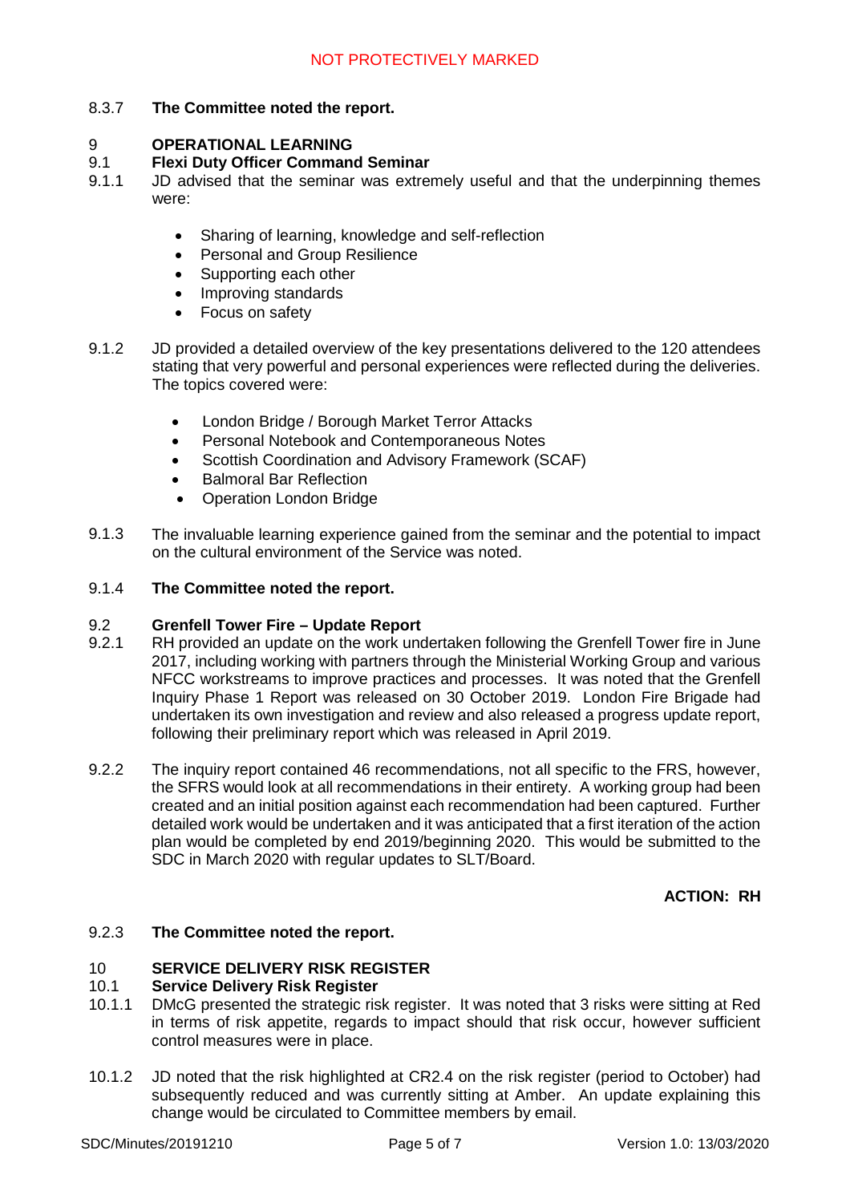8.3.7 **The Committee noted the report.**

## 9 OPERATIONAL LEARNING

### 9.1 Flexi Duty Officer Command Seminar

9.1.1 JD advised that the seminar was extremely useful and that the underpinning themes were:

- Sharing of learning, knowledge and self-reflection
- Personal and Group Resilience
- Supporting each other
- Improving standards
- Focus on safety

9.1.2 JD provided a detailed overview of the key presentations delivered to the 120 attendees stating that very powerful and personal experiences were reflected during the deliveries. The topics covered were:

- London Bridge / Borough Market Terror Attacks
- Personal Notebook and Contemporaneous Notes
- Scottish Coordination and Advisory Framework (SCAF)
- Balmoral Bar Reflection
- Operation London Bridge

9.1.3 The invaluable learning experience gained from the seminar and the potential to impact on the cultural environment of the Service was noted.

9.1.4 **The Committee noted the report.**

### 9.2 Grenfell Tower Fire – Update Report

9.2.1 RH provided an update on the work undertaken following the Grenfell Tower fire in June 2017, including working with partners through the Ministerial Working Group and various NFCC workstreams to improve practices and processes. It was noted that the Grenfell Inquiry Phase 1 Report was released on 30 October 2019. London Fire Brigade had undertaken its own investigation and review and also released a progress update report, following their preliminary report which was released in April 2019.

9.2.2 The inquiry report contained 46 recommendations, not all specific to the FRS, however, the SFRS would look at all recommendations in their entirety. A working group had been created and an initial position against each recommendation had been captured. Further detailed work would be undertaken and it was anticipated that a first iteration of the action plan would be completed by end 2019/beginning 2020. This would be submitted to the SDC in March 2020 with regular updates to SLT/Board.

**ACTION: RH**

9.2.3 **The Committee noted the report.**

## 10 SERVICE DELIVERY RISK REGISTER

### 10.1 Service Delivery Risk Register

10.1.1 DMcG presented the strategic risk register. It was noted that 3 risks were sitting at Red in terms of risk appetite, regards to impact should that risk occur, however sufficient control measures were in place.

10.1.2 JD noted that the risk highlighted at CR2.4 on the risk register (period to October) had subsequently reduced and was currently sitting at Amber. An update explaining this change would be circulated to Committee members by email.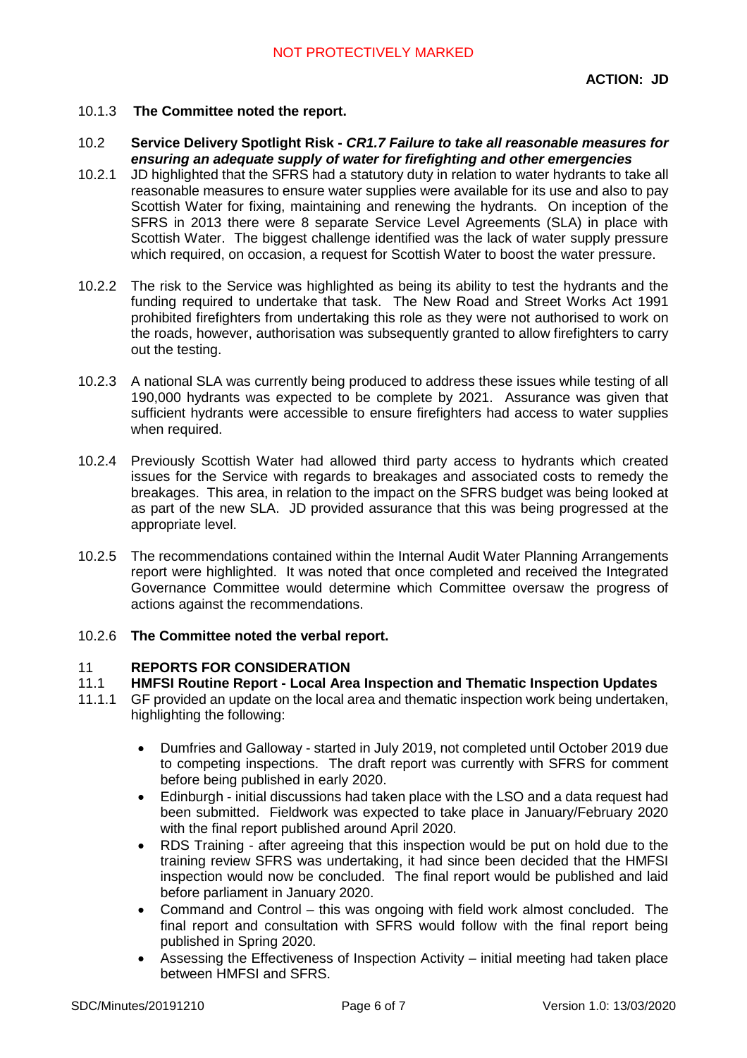**ACTION: JD**

10.1.3 **The Committee noted the report.**

10.2 **Service Delivery Spotlight Risk - *CR1.7 Failure to take all reasonable measures for ensuring an adequate supply of water for firefighting and other emergencies***

10.2.1 JD highlighted that the SFRS had a statutory duty in relation to water hydrants to take all reasonable measures to ensure water supplies were available for its use and also to pay Scottish Water for fixing, maintaining and renewing the hydrants. On inception of the SFRS in 2013 there were 8 separate Service Level Agreements (SLA) in place with Scottish Water. The biggest challenge identified was the lack of water supply pressure which required, on occasion, a request for Scottish Water to boost the water pressure.

10.2.2 The risk to the Service was highlighted as being its ability to test the hydrants and the funding required to undertake that task. The New Road and Street Works Act 1991 prohibited firefighters from undertaking this role as they were not authorised to work on the roads, however, authorisation was subsequently granted to allow firefighters to carry out the testing.

10.2.3 A national SLA was currently being produced to address these issues while testing of all 190,000 hydrants was expected to be complete by 2021. Assurance was given that sufficient hydrants were accessible to ensure firefighters had access to water supplies when required.

10.2.4 Previously Scottish Water had allowed third party access to hydrants which created issues for the Service with regards to breakages and associated costs to remedy the breakages. This area, in relation to the impact on the SFRS budget was being looked at as part of the new SLA. JD provided assurance that this was being progressed at the appropriate level.

10.2.5 The recommendations contained within the Internal Audit Water Planning Arrangements report were highlighted. It was noted that once completed and received the Integrated Governance Committee would determine which Committee oversaw the progress of actions against the recommendations.

10.2.6 **The Committee noted the verbal report.**

## 11 REPORTS FOR CONSIDERATION

### 11.1 HMFSI Routine Report - Local Area Inspection and Thematic Inspection Updates

11.1.1 GF provided an update on the local area and thematic inspection work being undertaken, highlighting the following:

- Dumfries and Galloway - started in July 2019, not completed until October 2019 due to competing inspections. The draft report was currently with SFRS for comment before being published in early 2020.
- Edinburgh - initial discussions had taken place with the LSO and a data request had been submitted. Fieldwork was expected to take place in January/February 2020 with the final report published around April 2020.
- RDS Training - after agreeing that this inspection would be put on hold due to the training review SFRS was undertaking, it had since been decided that the HMFSI inspection would now be concluded. The final report would be published and laid before parliament in January 2020.
- Command and Control – this was ongoing with field work almost concluded. The final report and consultation with SFRS would follow with the final report being published in Spring 2020.
- Assessing the Effectiveness of Inspection Activity – initial meeting had taken place between HMFSI and SFRS.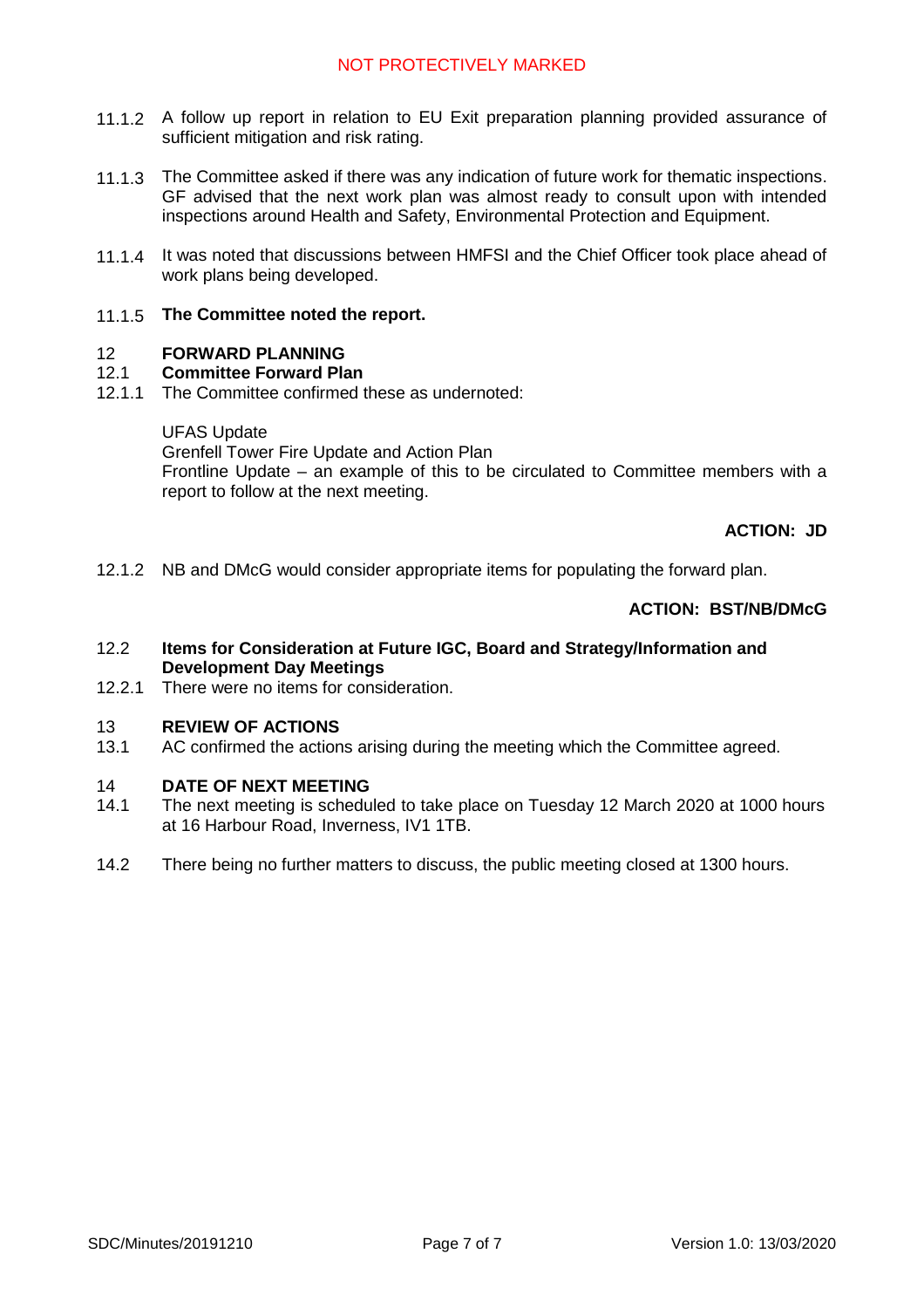11.1.2 A follow up report in relation to EU Exit preparation planning provided assurance of sufficient mitigation and risk rating.

11.1.3 The Committee asked if there was any indication of future work for thematic inspections. GF advised that the next work plan was almost ready to consult upon with intended inspections around Health and Safety, Environmental Protection and Equipment.

11.1.4 It was noted that discussions between HMFSI and the Chief Officer took place ahead of work plans being developed.

11.1.5 **The Committee noted the report.**

## 12 FORWARD PLANNING

### 12.1 Committee Forward Plan

12.1.1 The Committee confirmed these as undernoted:

UFAS Update
Grenfell Tower Fire Update and Action Plan
Frontline Update – an example of this to be circulated to Committee members with a report to follow at the next meeting.

**ACTION: JD**

12.1.2 NB and DMcG would consider appropriate items for populating the forward plan.

**ACTION: BST/NB/DMcG**

### 12.2 Items for Consideration at Future IGC, Board and Strategy/Information and Development Day Meetings

12.2.1 There were no items for consideration.

## 13 REVIEW OF ACTIONS

13.1 AC confirmed the actions arising during the meeting which the Committee agreed.

## 14 DATE OF NEXT MEETING

14.1 The next meeting is scheduled to take place on Tuesday 12 March 2020 at 1000 hours at 16 Harbour Road, Inverness, IV1 1TB.

14.2 There being no further matters to discuss, the public meeting closed at 1300 hours.